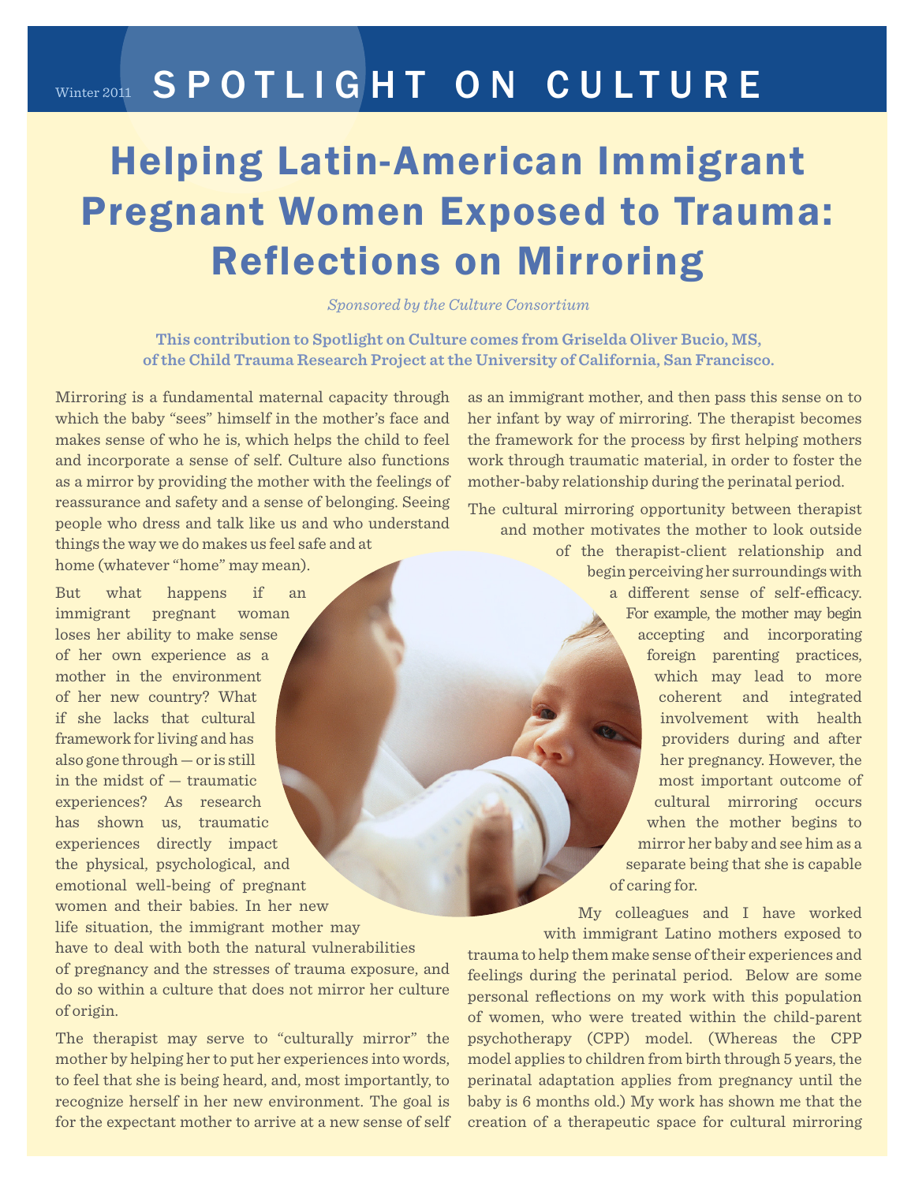Winter 2011 **SPOTLIGHT ON CULTURE**

# Helping Latin-American Immigrant Pregnant Women Exposed to Trauma: Reflections on Mirroring

*Sponsored by the Culture Consortium*

**This contribution to Spotlight on Culture comes from Griselda Oliver Bucio, MS, of the Child Trauma Research Project at the University of California, San Francisco.**

Mirroring is a fundamental maternal capacity through which the baby "sees" himself in the mother's face and makes sense of who he is, which helps the child to feel and incorporate a sense of self. Culture also functions as a mirror by providing the mother with the feelings of reassurance and safety and a sense of belonging. Seeing people who dress and talk like us and who understand things the way we do makes us feel safe and at home (whatever "home" may mean).

But what happens if an immigrant pregnant woman loses her ability to make sense of her own experience as a mother in the environment of her new country? What if she lacks that cultural framework for living and has also gone through — or is still in the midst of — traumatic experiences? As research has shown us, traumatic experiences directly impact the physical, psychological, and emotional well-being of pregnant women and their babies. In her new life situation, the immigrant mother may have to deal with both the natural vulnerabilities of pregnancy and the stresses of trauma exposure, and do so within a culture that does not mirror her culture of origin.

The therapist may serve to "culturally mirror" the mother by helping her to put her experiences into words, to feel that she is being heard, and, most importantly, to recognize herself in her new environment. The goal is for the expectant mother to arrive at a new sense of self as an immigrant mother, and then pass this sense on to her infant by way of mirroring. The therapist becomes the framework for the process by first helping mothers work through traumatic material, in order to foster the mother-baby relationship during the perinatal period.

The cultural mirroring opportunity between therapist and mother motivates the mother to look outside of the therapist-client relationship and begin perceiving her surroundings with a different sense of self-efficacy. For example, the mother may begin accepting and incorporating foreign parenting practices, which may lead to more coherent and integrated involvement with health providers during and after her pregnancy. However, the most important outcome of cultural mirroring occurs when the mother begins to mirror her baby and see him as a separate being that she is capable of caring for.

My colleagues and I have worked with immigrant Latino mothers exposed to trauma to help them make sense of their experiences and feelings during the perinatal period. Below are some personal reflections on my work with this population of women, who were treated within the child-parent psychotherapy (CPP) model. (Whereas the CPP model applies to children from birth through 5 years, the perinatal adaptation applies from pregnancy until the baby is 6 months old.) My work has shown me that the creation of a therapeutic space for cultural mirroring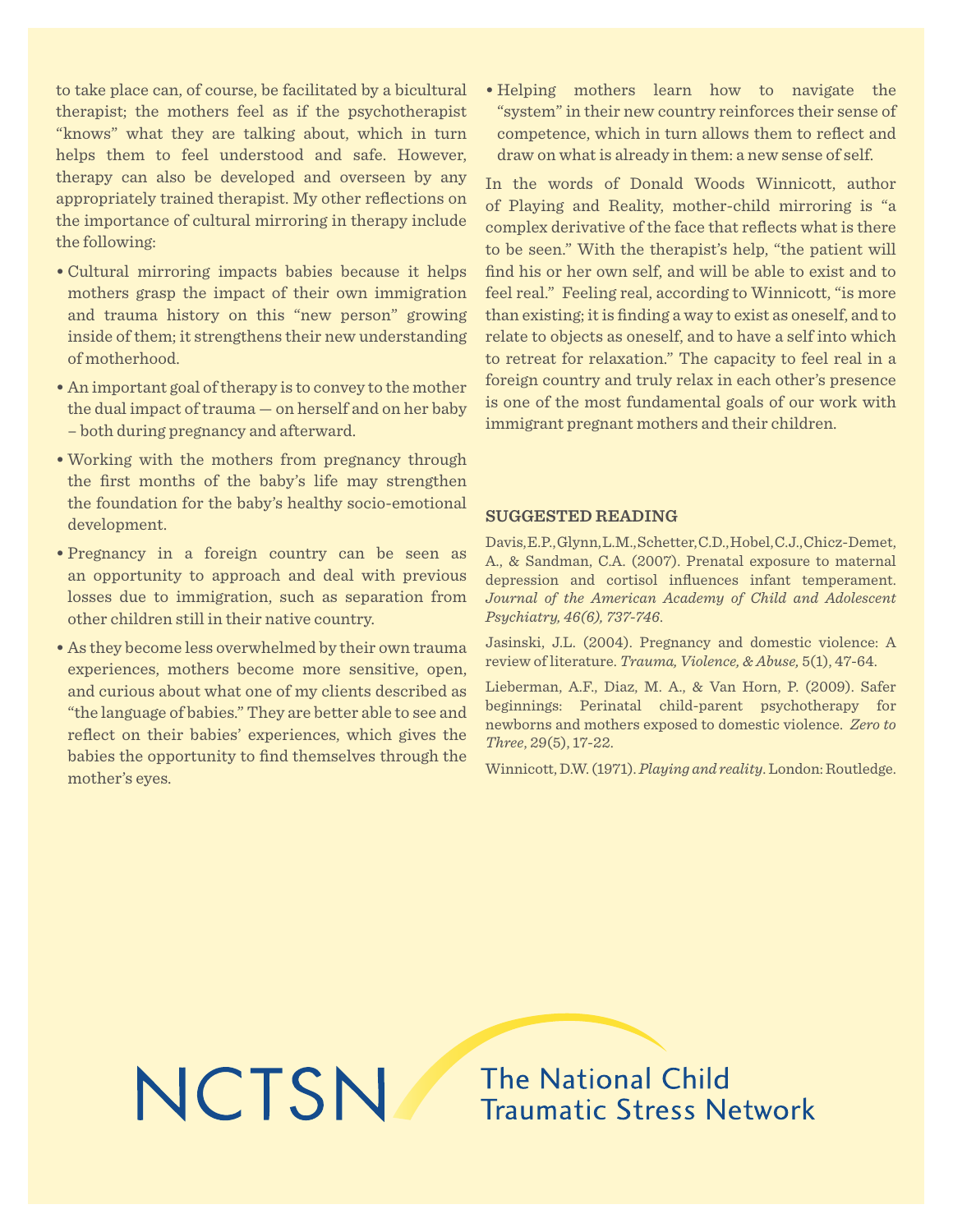to take place can, of course, be facilitated by a bicultural therapist; the mothers feel as if the psychotherapist "knows" what they are talking about, which in turn helps them to feel understood and safe. However, therapy can also be developed and overseen by any appropriately trained therapist. My other reflections on the importance of cultural mirroring in therapy include the following:

- Cultural mirroring impacts babies because it helps mothers grasp the impact of their own immigration and trauma history on this "new person" growing inside of them; it strengthens their new understanding of motherhood.
- An important goal of therapy is to convey to the mother the dual impact of trauma — on herself and on her baby – both during pregnancy and afterward.
- Working with the mothers from pregnancy through the first months of the baby's life may strengthen the foundation for the baby's healthy socio-emotional development.
- Pregnancy in a foreign country can be seen as an opportunity to approach and deal with previous losses due to immigration, such as separation from other children still in their native country.
- As they become less overwhelmed by their own trauma experiences, mothers become more sensitive, open, and curious about what one of my clients described as "the language of babies." They are better able to see and reflect on their babies' experiences, which gives the babies the opportunity to find themselves through the mother's eyes.
- Helping mothers learn how to navigate the "system" in their new country reinforces their sense of competence, which in turn allows them to reflect and draw on what is already in them: a new sense of self.

In the words of Donald Woods Winnicott, author of Playing and Reality, mother-child mirroring is "a complex derivative of the face that reflects what is there to be seen." With the therapist's help, "the patient will find his or her own self, and will be able to exist and to feel real." Feeling real, according to Winnicott, "is more than existing; it is finding a way to exist as oneself, and to relate to objects as oneself, and to have a self into which to retreat for relaxation." The capacity to feel real in a foreign country and truly relax in each other's presence is one of the most fundamental goals of our work with immigrant pregnant mothers and their children.

**SUGGESTED READING**

Davis, E.P., Glynn, L.M., Schetter, C.D., Hobel, C.J., Chicz-Demet, A., & Sandman, C.A. (2007). Prenatal exposure to maternal depression and cortisol influences infant temperament. *Journal of the American Academy of Child and Adolescent Psychiatry, 46(6), 737-746.*

Jasinski, J.L. (2004). Pregnancy and domestic violence: A review of literature. *Trauma, Violence, & Abuse,* 5(1), 47-64.

Lieberman, A.F., Diaz, M. A., & Van Horn, P. (2009). Safer beginnings: Perinatal child-parent psychotherapy for newborns and mothers exposed to domestic violence. *Zero to Three*, 29(5), 17-22.

Winnicott, D.W. (1971). *Playing and reality*. London: Routledge.

NCTSN The National Child Traumatic Stress Network